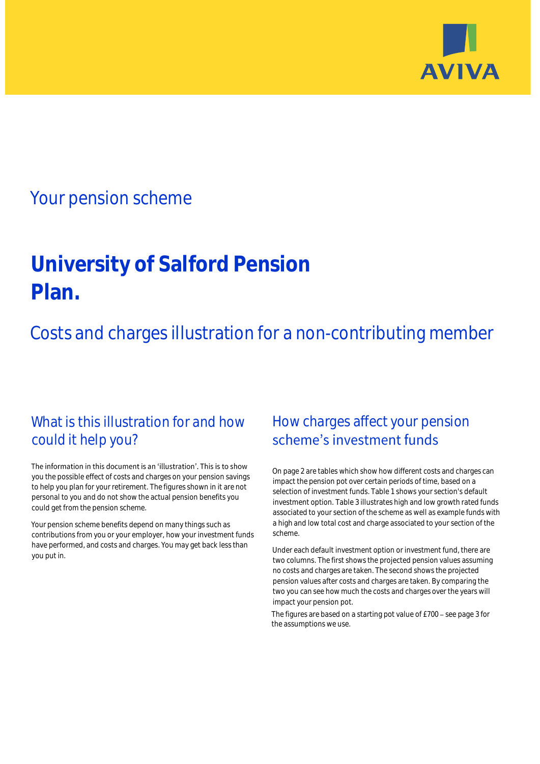AVIVA

## Your pension scheme

# University of Salford Pension Plan.

## Costs and charges illustration for a non-contributing member

## What is this illustration for and how could it help you?

The information in this document is an 'illustration'. This is to show you the possible effect of costs and charges on your pension savings to help you plan for your retirement. The figures shown in it are not personal to you and do not show the actual pension benefits you could get from the pension scheme.

Your pension scheme benefits depend on many things such as contributions from you or your employer, how your investment funds have performed, and costs and charges. You may get back less than you put in.

## How charges affect your pension scheme's investment funds

On page 2 are tables which show how different costs and charges can impact the pension pot over certain periods of time, based on a selection of investment funds. Table 1 shows your section's default investment option. Table 3 illustrates high and low growth rated funds associated to your section of the scheme as well as example funds with a high and low total cost and charge associated to your section of the scheme.

Under each default investment option or investment fund, there are two columns. The first shows the projected pension values assuming no costs and charges are taken. The second shows the projected pension values after costs and charges are taken. By comparing the two you can see how much the costs and charges over the years will impact your pension pot.

The figures are based on a starting pot value of £700 – see page 3 for the assumptions we use.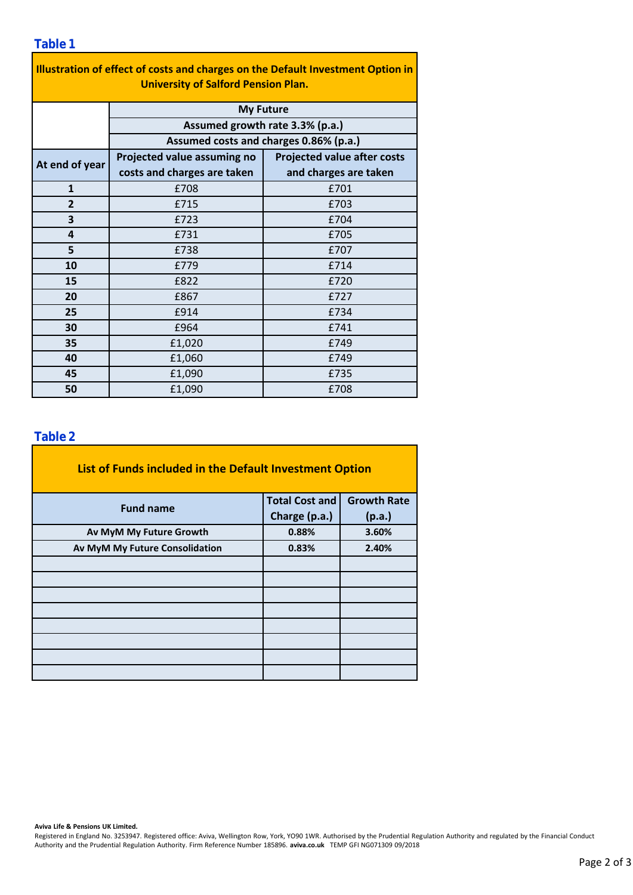**Table 1**

| Illustration of effect of costs and charges on the Default Investment Option in University of Salford Pension Plan. | | |
|---|---|---|
| | My Future | |
| | Assumed growth rate 3.3% (p.a.) | |
| | Assumed costs and charges 0.86% (p.a.) | |
| At end of year | Projected value assuming no costs and charges are taken | Projected value after costs and charges are taken |
| 1 | £708 | £701 |
| 2 | £715 | £703 |
| 3 | £723 | £704 |
| 4 | £731 | £705 |
| 5 | £738 | £707 |
| 10 | £779 | £714 |
| 15 | £822 | £720 |
| 20 | £867 | £727 |
| 25 | £914 | £734 |
| 30 | £964 | £741 |
| 35 | £1,020 | £749 |
| 40 | £1,060 | £749 |
| 45 | £1,090 | £735 |
| 50 | £1,090 | £708 |

**Table 2**

| List of Funds included in the Default Investment Option | | |
|---|---|---|
| Fund name | Total Cost and Charge (p.a.) | Growth Rate (p.a.) |
| Av MyM My Future Growth | 0.88% | 3.60% |
| Av MyM My Future Consolidation | 0.83% | 2.40% |
| | | |
| | | |
| | | |
| | | |
| | | |
| | | |
| | | |
| | | |

**Aviva Life & Pensions UK Limited.**
Registered in England No. 3253947. Registered office: Aviva, Wellington Row, York, YO90 1WR. Authorised by the Prudential Regulation Authority and regulated by the Financial Conduct Authority and the Prudential Regulation Authority. Firm Reference Number 185896. **aviva.co.uk** TEMP GFI NG071309 09/2018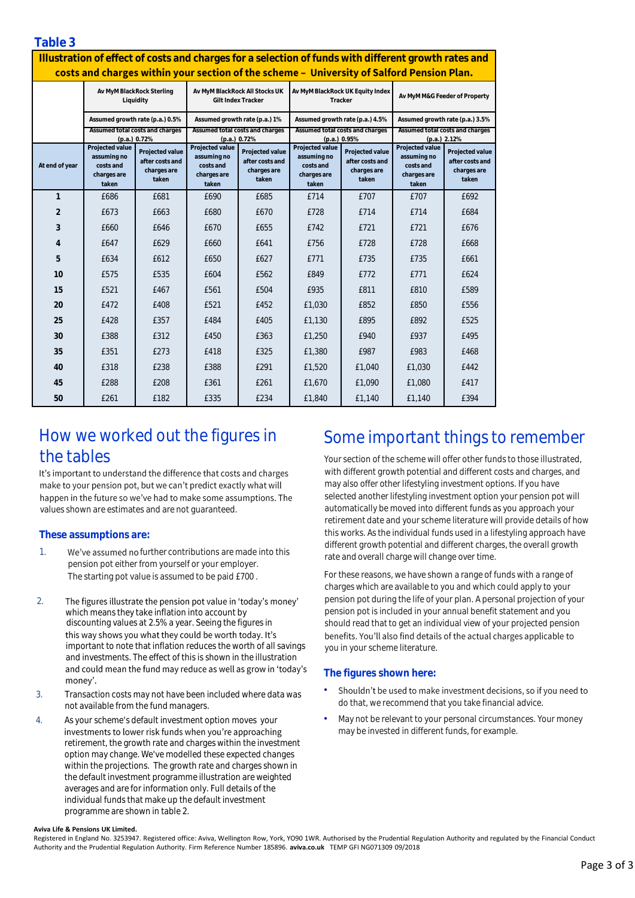## Table 3

**Illustration of effect of costs and charges for a selection of funds with different growth rates and costs and charges within your section of the scheme – University of Salford Pension Plan.**

| | Av MyM BlackRock Sterling Liquidity | | Av MyM BlackRock All Stocks UK Gilt Index Tracker | | Av MyM BlackRock UK Equity Index Tracker | | Av MyM M&G Feeder of Property | |
|---|---|---|---|---|---|---|---|---|
| | Assumed growth rate (p.a.) 0.5% | | Assumed growth rate (p.a.) 1% | | Assumed growth rate (p.a.) 4.5% | | Assumed growth rate (p.a.) 3.5% | |
| | Assumed total costs and charges (p.a.) 0.72% | | Assumed total costs and charges (p.a.) 0.72% | | Assumed total costs and charges (p.a.) 0.95% | | Assumed total costs and charges (p.a.) 2.12% | |
| At end of year | Projected value assuming no costs and charges are taken | Projected value after costs and charges are taken | Projected value assuming no costs and charges are taken | Projected value after costs and charges are taken | Projected value assuming no costs and charges are taken | Projected value after costs and charges are taken | Projected value assuming no costs and charges are taken | Projected value after costs and charges are taken |
| 1 | £686 | £681 | £690 | £685 | £714 | £707 | £707 | £692 |
| 2 | £673 | £663 | £680 | £670 | £728 | £714 | £714 | £684 |
| 3 | £660 | £646 | £670 | £655 | £742 | £721 | £721 | £676 |
| 4 | £647 | £629 | £660 | £641 | £756 | £728 | £728 | £668 |
| 5 | £634 | £612 | £650 | £627 | £771 | £735 | £735 | £661 |
| 10 | £575 | £535 | £604 | £562 | £849 | £772 | £771 | £624 |
| 15 | £521 | £467 | £561 | £504 | £935 | £811 | £810 | £589 |
| 20 | £472 | £408 | £521 | £452 | £1,030 | £852 | £850 | £556 |
| 25 | £428 | £357 | £484 | £405 | £1,130 | £895 | £892 | £525 |
| 30 | £388 | £312 | £450 | £363 | £1,250 | £940 | £937 | £495 |
| 35 | £351 | £273 | £418 | £325 | £1,380 | £987 | £983 | £468 |
| 40 | £318 | £238 | £388 | £291 | £1,520 | £1,040 | £1,030 | £442 |
| 45 | £288 | £208 | £361 | £261 | £1,670 | £1,090 | £1,080 | £417 |
| 50 | £261 | £182 | £335 | £234 | £1,840 | £1,140 | £1,140 | £394 |

# How we worked out the figures in the tables

It's important to understand the difference that costs and charges make to your pension pot, but we can't predict exactly what will happen in the future so we've had to make some assumptions. The values shown are estimates and are not guaranteed.

### These assumptions are:

1. We've assumed no further contributions are made into this pension pot either from yourself or your employer. The starting pot value is assumed to be paid £700 .
2. The figures illustrate the pension pot value in 'today's money' which means they take inflation into account by discounting values at 2.5% a year. Seeing the figures in this way shows you what they could be worth today. It's important to note that inflation reduces the worth of all savings and investments. The effect of this is shown in the illustration and could mean the fund may reduce as well as grow in 'today's money'.
3. Transaction costs may not have been included where data was not available from the fund managers.
4. As your scheme's default investment option moves your investments to lower risk funds when you're approaching retirement, the growth rate and charges within the investment option may change. We've modelled these expected changes within the projections. The growth rate and charges shown in the default investment programme illustration are weighted averages and are for information only. Full details of the individual funds that make up the default investment programme are shown in table 2.

# Some important things to remember

Your section of the scheme will offer other funds to those illustrated, with different growth potential and different costs and charges, and may also offer other lifestyling investment options. If you have selected another lifestyling investment option your pension pot will automatically be moved into different funds as you approach your retirement date and your scheme literature will provide details of how this works. As the individual funds used in a lifestyling approach have different growth potential and different charges, the overall growth rate and overall charge will change over time.

For these reasons, we have shown a range of funds with a range of charges which are available to you and which could apply to your pension pot during the life of your plan. A personal projection of your pension pot is included in your annual benefit statement and you should read that to get an individual view of your projected pension benefits. You'll also find details of the actual charges applicable to you in your scheme literature.

### The figures shown here:

- Shouldn't be used to make investment decisions, so if you need to do that, we recommend that you take financial advice.
- May not be relevant to your personal circumstances. Your money may be invested in different funds, for example.

**Aviva Life & Pensions UK Limited.**
Registered in England No. 3253947. Registered office: Aviva, Wellington Row, York, YO90 1WR. Authorised by the Prudential Regulation Authority and regulated by the Financial Conduct Authority and the Prudential Regulation Authority. Firm Reference Number 185896. **aviva.co.uk** TEMP GFI NG071309 09/2018